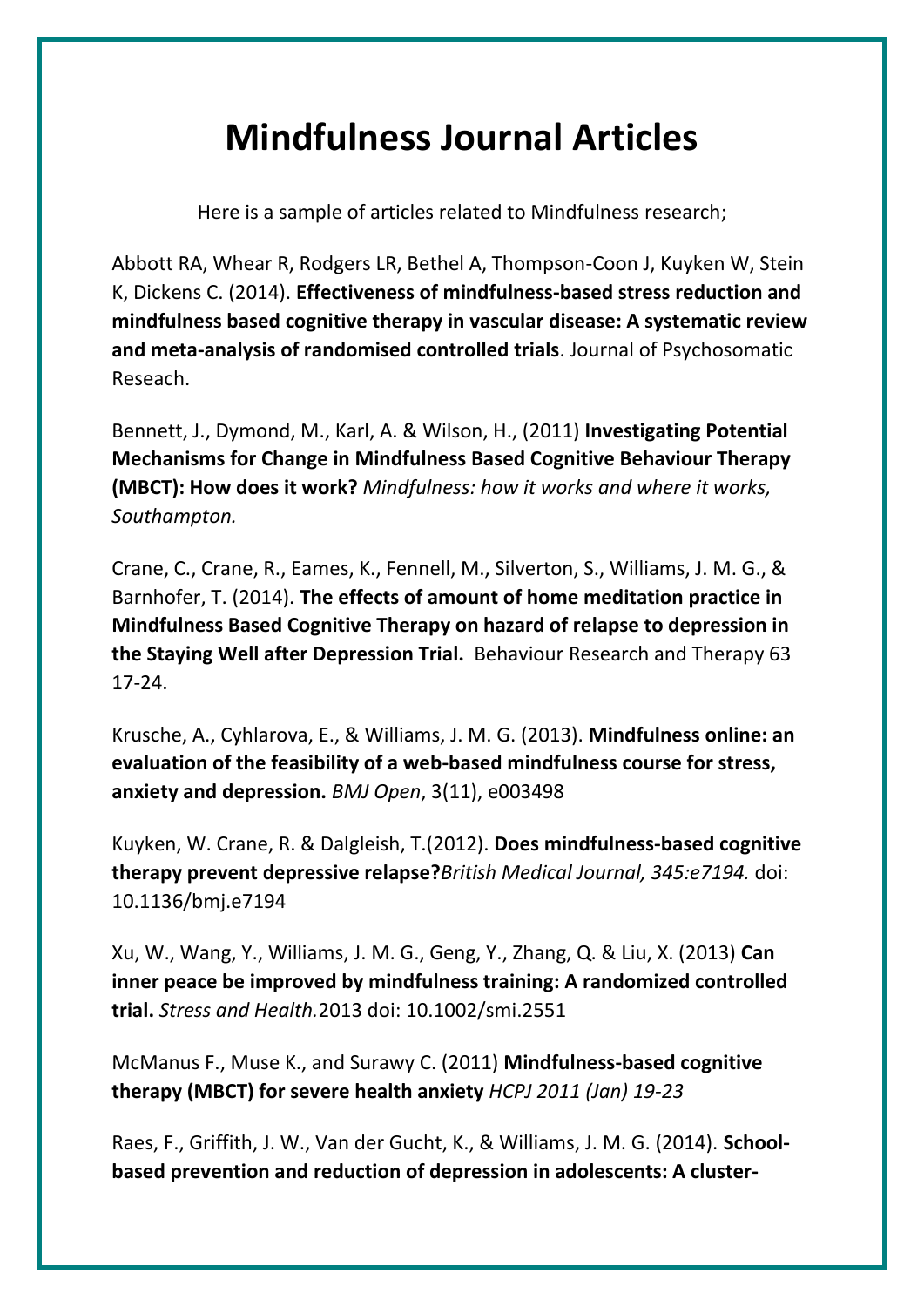# Mindfulness Journal Articles

Here is a sample of articles related to Mindfulness research;

Abbott RA, Whear R, Rodgers LR, Bethel A, Thompson-Coon J, Kuyken W, Stein K, Dickens C. (2014). **Effectiveness of mindfulness-based stress reduction and mindfulness based cognitive therapy in vascular disease: A systematic review and meta-analysis of randomised controlled trials**. Journal of Psychosomatic Reseach.

Bennett, J., Dymond, M., Karl, A. & Wilson, H., (2011) **Investigating Potential Mechanisms for Change in Mindfulness Based Cognitive Behaviour Therapy (MBCT): How does it work?** *Mindfulness: how it works and where it works, Southampton.*

Crane, C., Crane, R., Eames, K., Fennell, M., Silverton, S., Williams, J. M. G., & Barnhofer, T. (2014). **The effects of amount of home meditation practice in Mindfulness Based Cognitive Therapy on hazard of relapse to depression in the Staying Well after Depression Trial.** Behaviour Research and Therapy 63 17-24.

Krusche, A., Cyhlarova, E., & Williams, J. M. G. (2013). **Mindfulness online: an evaluation of the feasibility of a web-based mindfulness course for stress, anxiety and depression.** *BMJ Open*, 3(11), e003498

Kuyken, W. Crane, R. & Dalgleish, T.(2012). **Does mindfulness-based cognitive therapy prevent depressive relapse?***British Medical Journal, 345:e7194.* doi: 10.1136/bmj.e7194

Xu, W., Wang, Y., Williams, J. M. G., Geng, Y., Zhang, Q. & Liu, X. (2013) **Can inner peace be improved by mindfulness training: A randomized controlled trial.** *Stress and Health.*2013 doi: 10.1002/smi.2551

McManus F., Muse K., and Surawy C. (2011) **Mindfulness-based cognitive therapy (MBCT) for severe health anxiety** *HCPJ 2011 (Jan) 19-23*

Raes, F., Griffith, J. W., Van der Gucht, K., & Williams, J. M. G. (2014). **School-based prevention and reduction of depression in adolescents: A cluster-**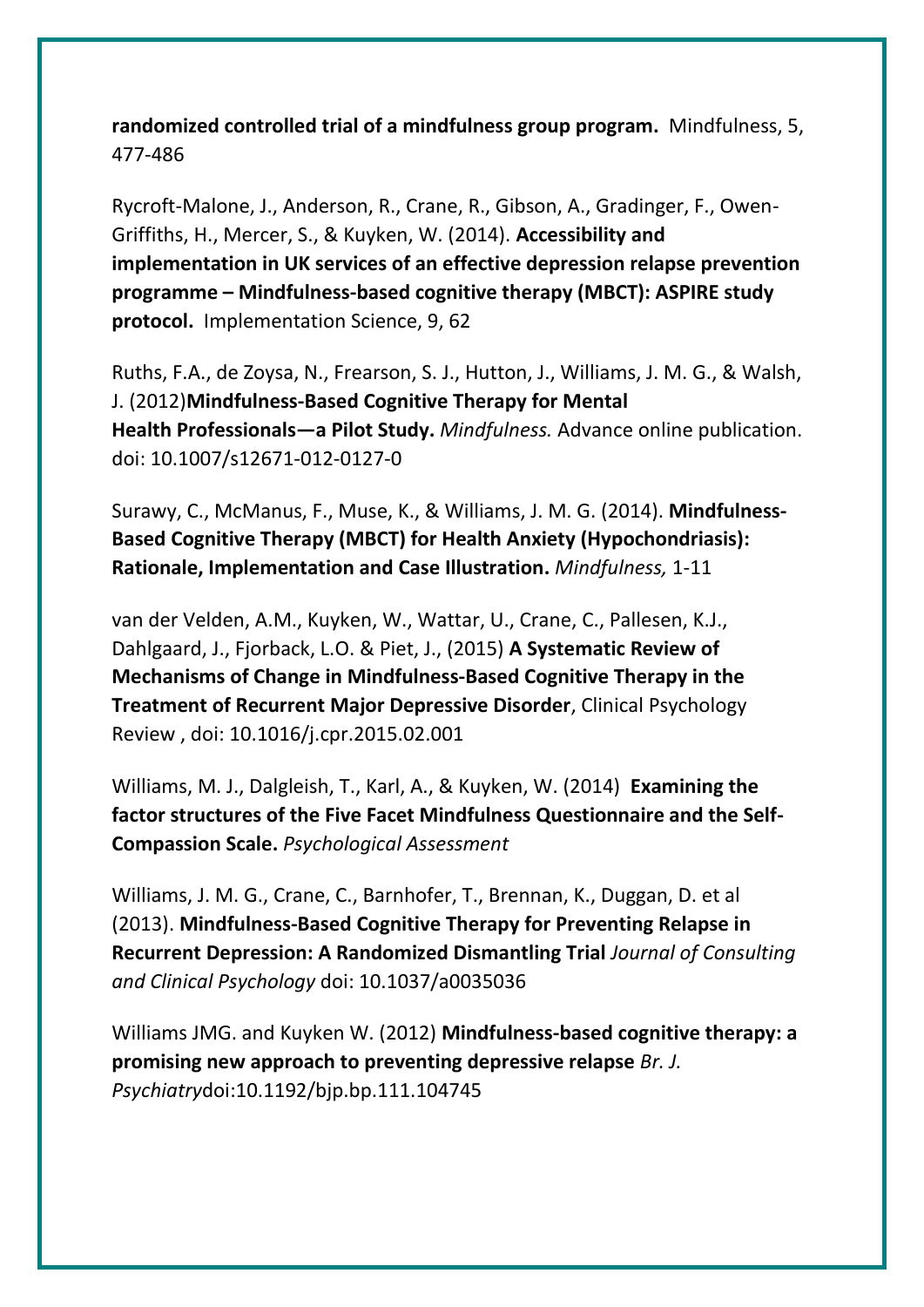**randomized controlled trial of a mindfulness group program.** Mindfulness, 5, 477-486

Rycroft-Malone, J., Anderson, R., Crane, R., Gibson, A., Gradinger, F., Owen-Griffiths, H., Mercer, S., & Kuyken, W. (2014). **Accessibility and implementation in UK services of an effective depression relapse prevention programme – Mindfulness-based cognitive therapy (MBCT): ASPIRE study protocol.** Implementation Science, 9, 62

Ruths, F.A., de Zoysa, N., Frearson, S. J., Hutton, J., Williams, J. M. G., & Walsh, J. (2012)**Mindfulness-Based Cognitive Therapy for Mental Health Professionals—a Pilot Study.** *Mindfulness.* Advance online publication. doi: 10.1007/s12671-012-0127-0

Surawy, C., McManus, F., Muse, K., & Williams, J. M. G. (2014). **Mindfulness-Based Cognitive Therapy (MBCT) for Health Anxiety (Hypochondriasis): Rationale, Implementation and Case Illustration.** *Mindfulness,* 1-11

van der Velden, A.M., Kuyken, W., Wattar, U., Crane, C., Pallesen, K.J., Dahlgaard, J., Fjorback, L.O. & Piet, J., (2015) **A Systematic Review of Mechanisms of Change in Mindfulness-Based Cognitive Therapy in the Treatment of Recurrent Major Depressive Disorder**, Clinical Psychology Review , doi: 10.1016/j.cpr.2015.02.001

Williams, M. J., Dalgleish, T., Karl, A., & Kuyken, W. (2014) **Examining the factor structures of the Five Facet Mindfulness Questionnaire and the Self-Compassion Scale.** *Psychological Assessment*

Williams, J. M. G., Crane, C., Barnhofer, T., Brennan, K., Duggan, D. et al (2013). **Mindfulness-Based Cognitive Therapy for Preventing Relapse in Recurrent Depression: A Randomized Dismantling Trial** *Journal of Consulting and Clinical Psychology* doi: 10.1037/a0035036

Williams JMG. and Kuyken W. (2012) **Mindfulness-based cognitive therapy: a promising new approach to preventing depressive relapse** *Br. J. Psychiatry*doi:10.1192/bjp.bp.111.104745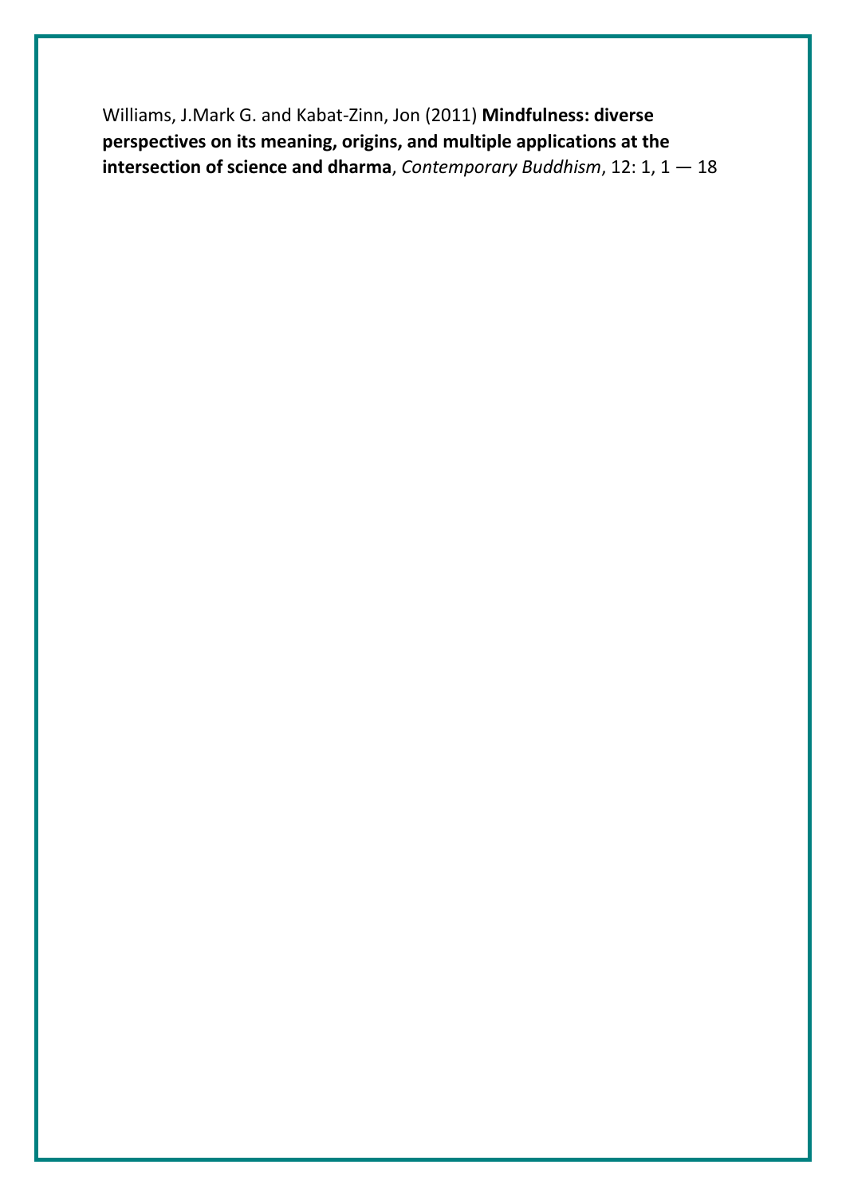Williams, J.Mark G. and Kabat-Zinn, Jon (2011) **Mindfulness: diverse perspectives on its meaning, origins, and multiple applications at the intersection of science and dharma**, *Contemporary Buddhism*, 12: 1, 1 — 18